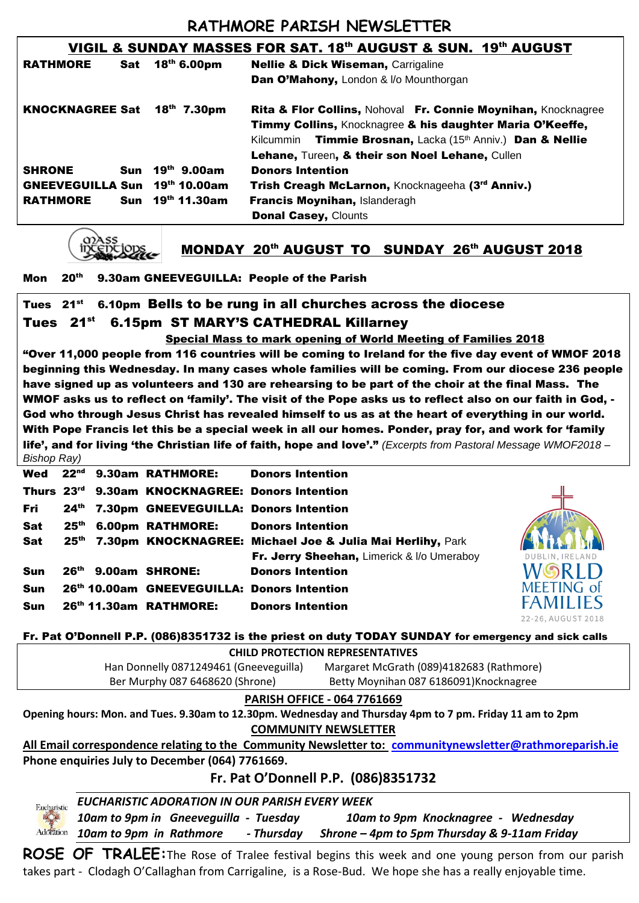# RATHMORE PARISH NEWSLETTER

## VIGIL & SUNDAY MASSES FOR SAT. 18th AUGUST & SUN. 19th AUGUST

| | | | |
|---|---|---|---|
| **RATHMORE** | **Sat** | **18th 6.00pm** | **Nellie & Dick Wiseman,** Carrigaline<br>**Dan O'Mahony,** London & l/o Mounthorgan |
| **KNOCKNAGREE** | **Sat** | **18th 7.30pm** | **Rita & Flor Collins,** Nohoval **Fr. Connie Moynihan,** Knocknagree **Timmy Collins,** Knocknagree **& his daughter Maria O'Keeffe,** Kilcummin **Timmie Brosnan,** Lacka (15th Anniv.) **Dan & Nellie Lehane,** Tureen**, & their son Noel Lehane,** Cullen |
| **SHRONE** | **Sun** | **19th 9.00am** | **Donors Intention** |
| **GNEEVEGUILLA** | **Sun** | **19th 10.00am** | **Trish Creagh McLarnon,** Knocknageeha **(3rd Anniv.)** |
| **RATHMORE** | **Sun** | **19th 11.30am** | **Francis Moynihan,** Islanderagh<br>**Donal Casey,** Clounts |

## MONDAY 20th AUGUST TO SUNDAY 26th AUGUST 2018

**Mon 20th 9.30am GNEEVEGUILLA: People of the Parish**

**Tues 21st 6.10pm Bells to be rung in all churches across the diocese**

**Tues 21st 6.15pm ST MARY'S CATHEDRAL Killarney**

**Special Mass to mark opening of World Meeting of Families 2018**

**"Over 11,000 people from 116 countries will be coming to Ireland for the five day event of WMOF 2018 beginning this Wednesday. In many cases whole families will be coming. From our diocese 236 people have signed up as volunteers and 130 are rehearsing to be part of the choir at the final Mass. The WMOF asks us to reflect on 'family'. The visit of the Pope asks us to reflect also on our faith in God, - God who through Jesus Christ has revealed himself to us as at the heart of everything in our world. With Pope Francis let this be a special week in all our homes. Ponder, pray for, and work for 'family life', and for living 'the Christian life of faith, hope and love'."** *(Excerpts from Pastoral Message WMOF2018 – Bishop Ray)*

| | | | | |
|---|---|---|---|---|
| **Wed** | **22nd** | **9.30am** | **RATHMORE:** | **Donors Intention** |
| **Thurs** | **23rd** | **9.30am** | **KNOCKNAGREE:** | **Donors Intention** |
| **Fri** | **24th** | **7.30pm** | **GNEEVEGUILLA:** | **Donors Intention** |
| **Sat** | **25th** | **6.00pm** | **RATHMORE:** | **Donors Intention** |
| **Sat** | **25th** | **7.30pm** | **KNOCKNAGREE:** | **Michael Joe & Julia Mai Herlihy,** Park<br>**Fr. Jerry Sheehan,** Limerick & l/o Umeraboy |
| **Sun** | **26th** | **9.00am** | **SHRONE:** | **Donors Intention** |
| **Sun** | **26th** | **10.00am** | **GNEEVEGUILLA:** | **Donors Intention** |
| **Sun** | **26th** | **11.30am** | **RATHMORE:** | **Donors Intention** |

DUBLIN, IRELAND WORLD MEETING of FAMILIES 22-26, AUGUST 2018

**Fr. Pat O'Donnell P.P. (086)8351732 is the priest on duty TODAY SUNDAY for emergency and sick calls**

**CHILD PROTECTION REPRESENTATIVES**

Han Donnelly 0871249461 (Gneeveguilla) Margaret McGrath (089)4182683 (Rathmore)
Ber Murphy 087 6468620 (Shrone) Betty Moynihan 087 6186091)Knocknagree

**PARISH OFFICE - 064 7761669**

**Opening hours: Mon. and Tues. 9.30am to 12.30pm. Wednesday and Thursday 4pm to 7 pm. Friday 11 am to 2pm**

**COMMUNITY NEWSLETTER**

**All Email correspondence relating to the Community Newsletter to: communitynewsletter@rathmoreparish.ie**
**Phone enquiries July to December (064) 7761669.**

**Fr. Pat O'Donnell P.P. (086)8351732**

***EUCHARISTIC ADORATION IN OUR PARISH EVERY WEEK***

*10am to 9pm in Gneeveguilla - Tuesday* *10am to 9pm Knocknagree - Wednesday*
*10am to 9pm in Rathmore - Thursday* *Shrone – 4pm to 5pm Thursday & 9-11am Friday*

**ROSE OF TRALEE:** The Rose of Tralee festival begins this week and one young person from our parish takes part - Clodagh O'Callaghan from Carrigaline, is a Rose-Bud. We hope she has a really enjoyable time.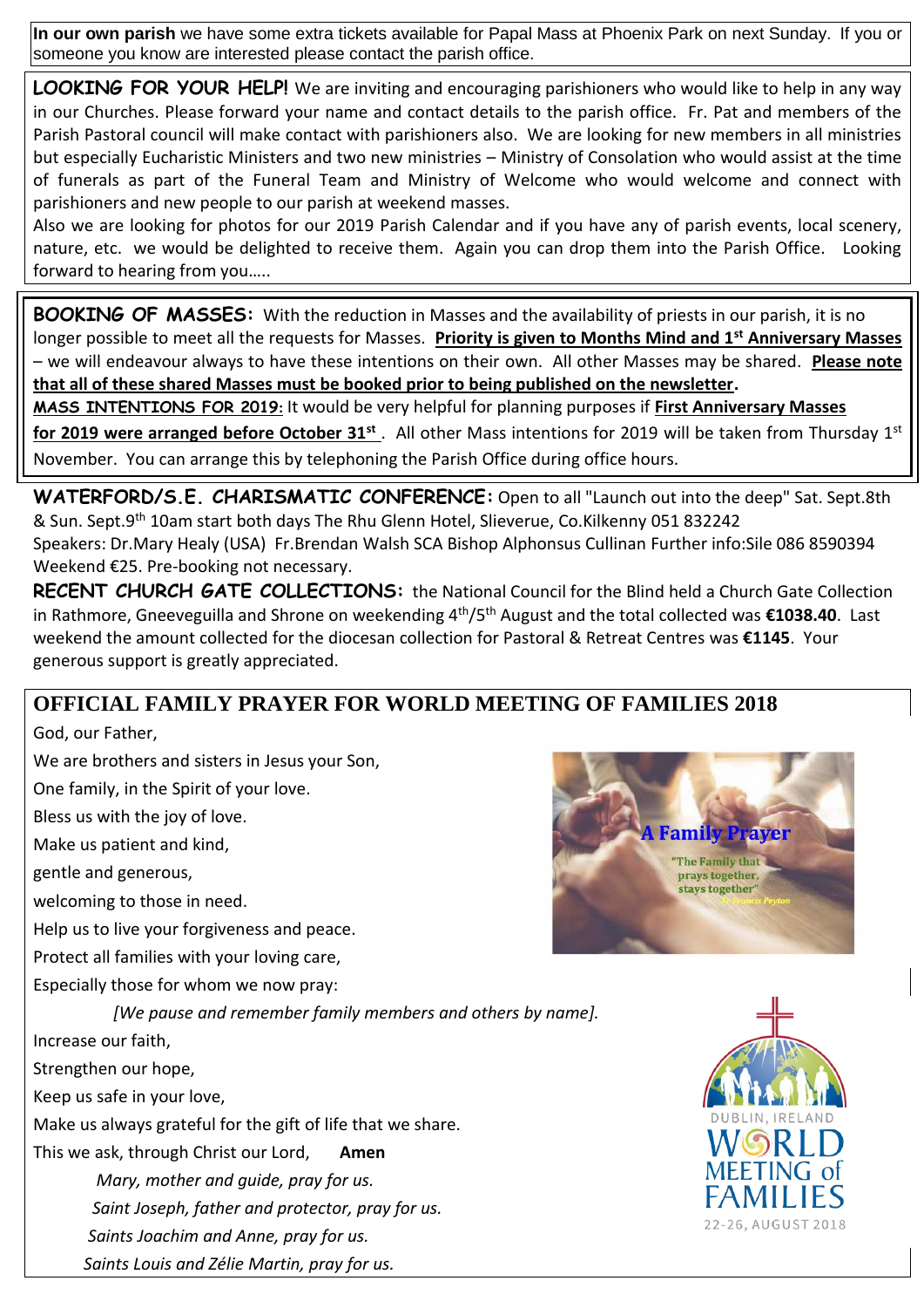**In our own parish** we have some extra tickets available for Papal Mass at Phoenix Park on next Sunday. If you or someone you know are interested please contact the parish office.

**LOOKING FOR YOUR HELP!** We are inviting and encouraging parishioners who would like to help in any way in our Churches. Please forward your name and contact details to the parish office. Fr. Pat and members of the Parish Pastoral council will make contact with parishioners also. We are looking for new members in all ministries but especially Eucharistic Ministers and two new ministries – Ministry of Consolation who would assist at the time of funerals as part of the Funeral Team and Ministry of Welcome who would welcome and connect with parishioners and new people to our parish at weekend masses.

Also we are looking for photos for our 2019 Parish Calendar and if you have any of parish events, local scenery, nature, etc. we would be delighted to receive them. Again you can drop them into the Parish Office. Looking forward to hearing from you…..

**BOOKING OF MASSES:** With the reduction in Masses and the availability of priests in our parish, it is no longer possible to meet all the requests for Masses. **Priority is given to Months Mind and 1st Anniversary Masses** – we will endeavour always to have these intentions on their own. All other Masses may be shared. **Please note that all of these shared Masses must be booked prior to being published on the newsletter.**

**MASS INTENTIONS FOR 2019:** It would be very helpful for planning purposes if **First Anniversary Masses for 2019 were arranged before October 31st**. All other Mass intentions for 2019 will be taken from Thursday 1st November. You can arrange this by telephoning the Parish Office during office hours.

**WATERFORD/S.E. CHARISMATIC CONFERENCE:** Open to all "Launch out into the deep" Sat. Sept.8th & Sun. Sept.9th 10am start both days The Rhu Glenn Hotel, Slieverue, Co.Kilkenny 051 832242
Speakers: Dr.Mary Healy (USA) Fr.Brendan Walsh SCA Bishop Alphonsus Cullinan Further info:Sile 086 8590394 Weekend €25. Pre-booking not necessary.

**RECENT CHURCH GATE COLLECTIONS:** the National Council for the Blind held a Church Gate Collection in Rathmore, Gneeveguilla and Shrone on weekending 4th/5th August and the total collected was **€1038.40**. Last weekend the amount collected for the diocesan collection for Pastoral & Retreat Centres was **€1145**. Your generous support is greatly appreciated.

## OFFICIAL FAMILY PRAYER FOR WORLD MEETING OF FAMILIES 2018

God, our Father,
We are brothers and sisters in Jesus your Son,
One family, in the Spirit of your love.
Bless us with the joy of love.
Make us patient and kind,
gentle and generous,
welcoming to those in need.
Help us to live your forgiveness and peace.
Protect all families with your loving care,
Especially those for whom we now pray:

*[We pause and remember family members and others by name].*

Increase our faith,
Strengthen our hope,
Keep us safe in your love,
Make us always grateful for the gift of life that we share.
This we ask, through Christ our Lord, **Amen**

*Mary, mother and guide, pray for us.*
*Saint Joseph, father and protector, pray for us.*
*Saints Joachim and Anne, pray for us.*
*Saints Louis and Zélie Martin, pray for us.*

A Family Prayer
"The Family that prays together, stays together"
Fr. Francis Peyton

DUBLIN, IRELAND
WORLD MEETING of FAMILIES
22-26, AUGUST 2018